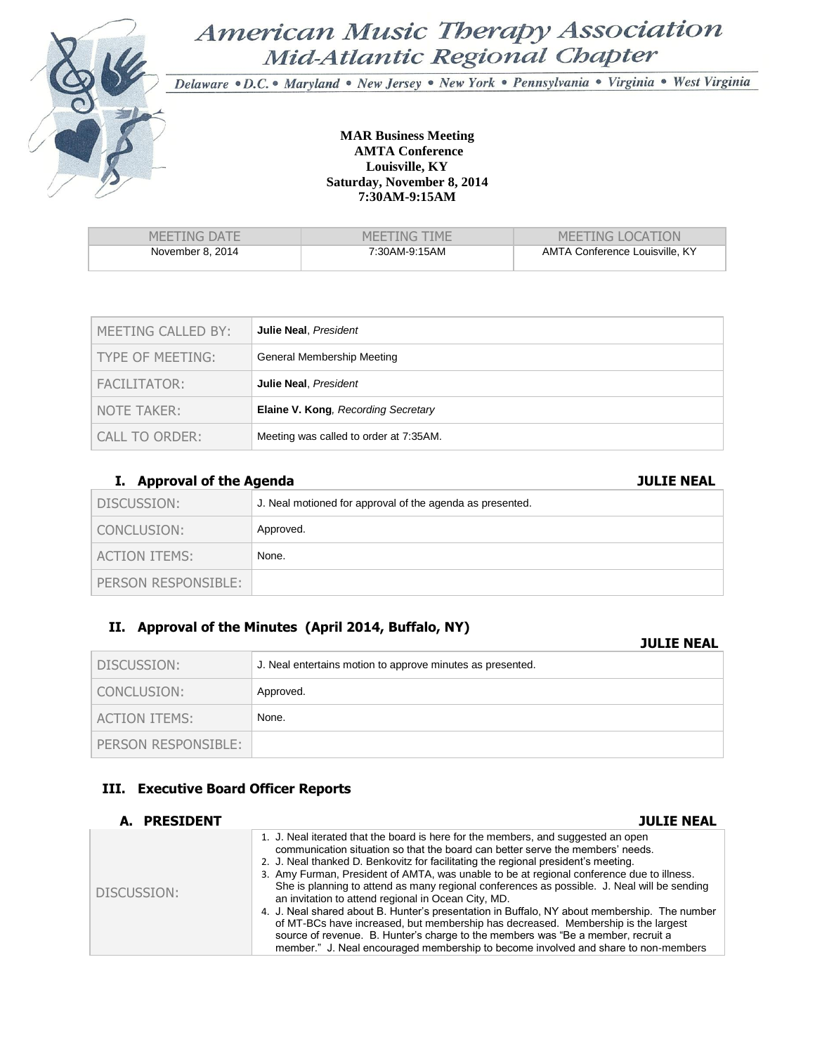# American Music Therapy Association
## Mid-Atlantic Regional Chapter

Delaware • D.C. • Maryland • New Jersey • New York • Pennsylvania • Virginia • West Virginia

**MAR Business Meeting**
**AMTA Conference**
**Louisville, KY**
**Saturday, November 8, 2014**
**7:30AM-9:15AM**

| MEETING DATE | MEETING TIME | MEETING LOCATION |
|---|---|---|
| November 8, 2014 | 7:30AM-9:15AM | AMTA Conference Louisville, KY |

| | |
|---|---|
| MEETING CALLED BY: | **Julie Neal**, *President* |
| TYPE OF MEETING: | General Membership Meeting |
| FACILITATOR: | **Julie Neal**, *President* |
| NOTE TAKER: | **Elaine V. Kong**, *Recording Secretary* |
| CALL TO ORDER: | Meeting was called to order at 7:35AM. |

## I. Approval of the Agenda — JULIE NEAL

| | |
|---|---|
| DISCUSSION: | J. Neal motioned for approval of the agenda as presented. |
| CONCLUSION: | Approved. |
| ACTION ITEMS: | None. |
| PERSON RESPONSIBLE: | |

## II. Approval of the Minutes (April 2014, Buffalo, NY) — JULIE NEAL

| | |
|---|---|
| DISCUSSION: | J. Neal entertains motion to approve minutes as presented. |
| CONCLUSION: | Approved. |
| ACTION ITEMS: | None. |
| PERSON RESPONSIBLE: | |

## III. Executive Board Officer Reports

### A. PRESIDENT — JULIE NEAL

| | |
|---|---|
| DISCUSSION: | 1. J. Neal iterated that the board is here for the members, and suggested an open communication situation so that the board can better serve the members' needs.<br>2. J. Neal thanked D. Benkovitz for facilitating the regional president's meeting.<br>3. Amy Furman, President of AMTA, was unable to be at regional conference due to illness. She is planning to attend as many regional conferences as possible. J. Neal will be sending an invitation to attend regional in Ocean City, MD.<br>4. J. Neal shared about B. Hunter's presentation in Buffalo, NY about membership. The number of MT-BCs have increased, but membership has decreased. Membership is the largest source of revenue. B. Hunter's charge to the members was "Be a member, recruit a member." J. Neal encouraged membership to become involved and share to non-members |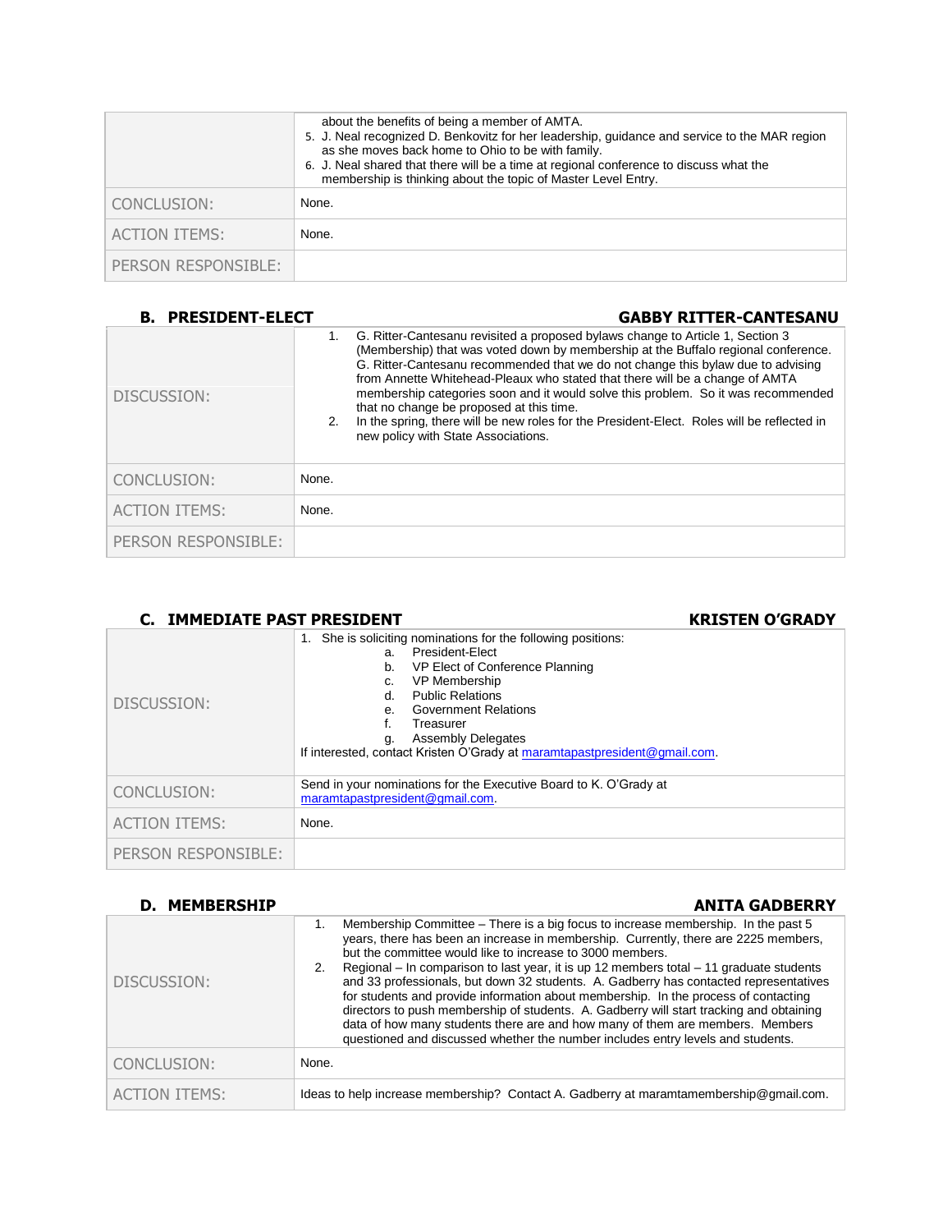| | |
|---|---|
| | about the benefits of being a member of AMTA.<br>5. J. Neal recognized D. Benkovitz for her leadership, guidance and service to the MAR region as she moves back home to Ohio to be with family.<br>6. J. Neal shared that there will be a time at regional conference to discuss what the membership is thinking about the topic of Master Level Entry. |
| CONCLUSION: | None. |
| ACTION ITEMS: | None. |
| PERSON RESPONSIBLE: | |

## B. PRESIDENT-ELECT — GABBY RITTER-CANTESANU

| | |
|---|---|
| DISCUSSION: | 1. G. Ritter-Cantesanu revisited a proposed bylaws change to Article 1, Section 3 (Membership) that was voted down by membership at the Buffalo regional conference. G. Ritter-Cantesanu recommended that we do not change this bylaw due to advising from Annette Whitehead-Pleaux who stated that there will be a change of AMTA membership categories soon and it would solve this problem. So it was recommended that no change be proposed at this time.<br>2. In the spring, there will be new roles for the President-Elect. Roles will be reflected in new policy with State Associations. |
| CONCLUSION: | None. |
| ACTION ITEMS: | None. |
| PERSON RESPONSIBLE: | |

## C. IMMEDIATE PAST PRESIDENT — KRISTEN O'GRADY

| | |
|---|---|
| DISCUSSION: | 1. She is soliciting nominations for the following positions:<br>a. President-Elect<br>b. VP Elect of Conference Planning<br>c. VP Membership<br>d. Public Relations<br>e. Government Relations<br>f. Treasurer<br>g. Assembly Delegates<br>If interested, contact Kristen O'Grady at maramtapastpresident@gmail.com. |
| CONCLUSION: | Send in your nominations for the Executive Board to K. O'Grady at maramtapastpresident@gmail.com. |
| ACTION ITEMS: | None. |
| PERSON RESPONSIBLE: | |

## D. MEMBERSHIP — ANITA GADBERRY

| | |
|---|---|
| DISCUSSION: | 1. Membership Committee – There is a big focus to increase membership. In the past 5 years, there has been an increase in membership. Currently, there are 2225 members, but the committee would like to increase to 3000 members.<br>2. Regional – In comparison to last year, it is up 12 members total – 11 graduate students and 33 professionals, but down 32 students. A. Gadberry has contacted representatives for students and provide information about membership. In the process of contacting directors to push membership of students. A. Gadberry will start tracking and obtaining data of how many students there are and how many of them are members. Members questioned and discussed whether the number includes entry levels and students. |
| CONCLUSION: | None. |
| ACTION ITEMS: | Ideas to help increase membership? Contact A. Gadberry at maramtamembership@gmail.com. |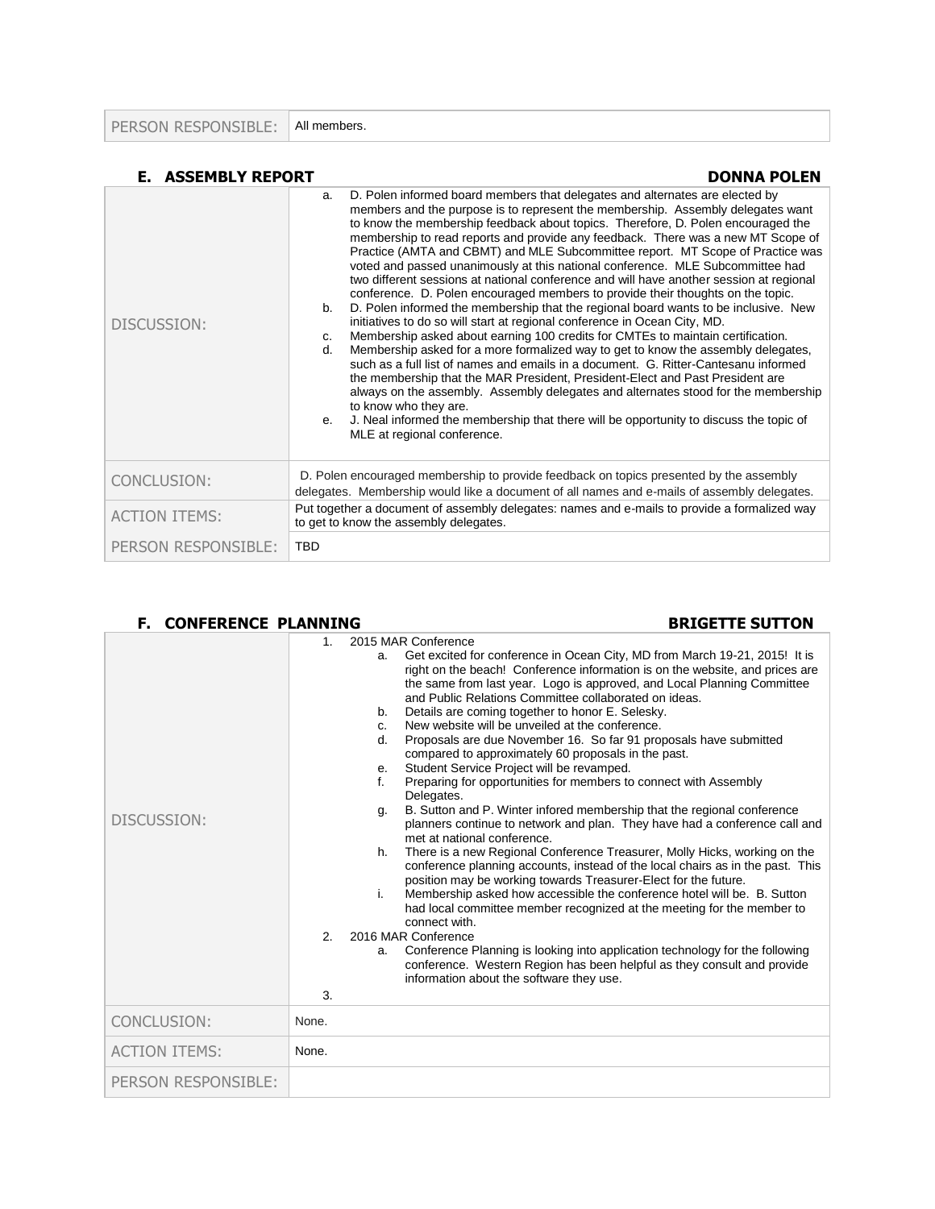| PERSON RESPONSIBLE: | All members. |
|---|---|

### E. ASSEMBLY REPORT — DONNA POLEN

| | |
|---|---|
| DISCUSSION: | a. D. Polen informed board members that delegates and alternates are elected by members and the purpose is to represent the membership. Assembly delegates want to know the membership feedback about topics. Therefore, D. Polen encouraged the membership to read reports and provide any feedback. There was a new MT Scope of Practice (AMTA and CBMT) and MLE Subcommittee report. MT Scope of Practice was voted and passed unanimously at this national conference. MLE Subcommittee had two different sessions at national conference and will have another session at regional conference. D. Polen encouraged members to provide their thoughts on the topic.<br>b. D. Polen informed the membership that the regional board wants to be inclusive. New initiatives to do so will start at regional conference in Ocean City, MD.<br>c. Membership asked about earning 100 credits for CMTEs to maintain certification.<br>d. Membership asked for a more formalized way to get to know the assembly delegates, such as a full list of names and emails in a document. G. Ritter-Cantesanu informed the membership that the MAR President, President-Elect and Past President are always on the assembly. Assembly delegates and alternates stood for the membership to know who they are.<br>e. J. Neal informed the membership that there will be opportunity to discuss the topic of MLE at regional conference. |
| CONCLUSION: | D. Polen encouraged membership to provide feedback on topics presented by the assembly delegates. Membership would like a document of all names and e-mails of assembly delegates. |
| ACTION ITEMS: | Put together a document of assembly delegates: names and e-mails to provide a formalized way to get to know the assembly delegates. |
| PERSON RESPONSIBLE: | TBD |

### F. CONFERENCE PLANNING — BRIGETTE SUTTON

| | |
|---|---|
| DISCUSSION: | 1. 2015 MAR Conference<br>a. Get excited for conference in Ocean City, MD from March 19-21, 2015! It is right on the beach! Conference information is on the website, and prices are the same from last year. Logo is approved, and Local Planning Committee and Public Relations Committee collaborated on ideas.<br>b. Details are coming together to honor E. Selesky.<br>c. New website will be unveiled at the conference.<br>d. Proposals are due November 16. So far 91 proposals have submitted compared to approximately 60 proposals in the past.<br>e. Student Service Project will be revamped.<br>f. Preparing for opportunities for members to connect with Assembly Delegates.<br>g. B. Sutton and P. Winter infored membership that the regional conference planners continue to network and plan. They have had a conference call and met at national conference.<br>h. There is a new Regional Conference Treasurer, Molly Hicks, working on the conference planning accounts, instead of the local chairs as in the past. This position may be working towards Treasurer-Elect for the future.<br>i. Membership asked how accessible the conference hotel will be. B. Sutton had local committee member recognized at the meeting for the member to connect with.<br>2. 2016 MAR Conference<br>a. Conference Planning is looking into application technology for the following conference. Western Region has been helpful as they consult and provide information about the software they use.<br>3. |
| CONCLUSION: | None. |
| ACTION ITEMS: | None. |
| PERSON RESPONSIBLE: | |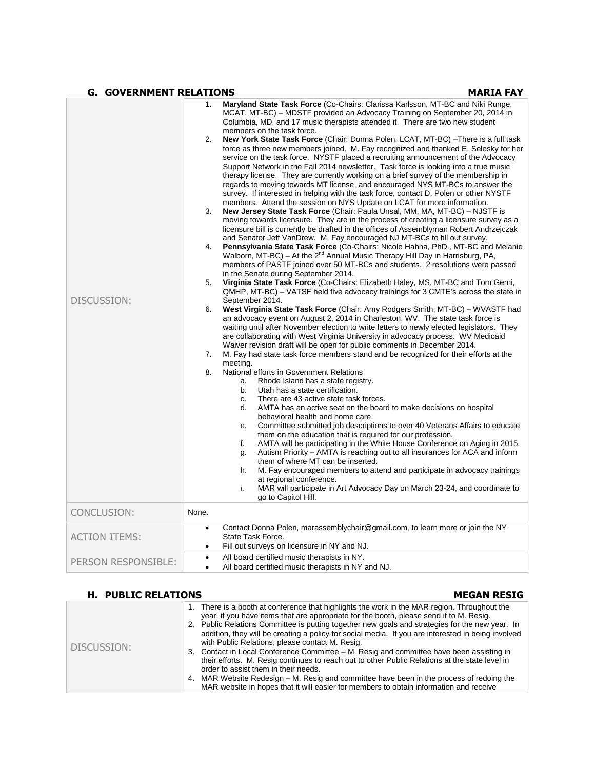## G. GOVERNMENT RELATIONS — MARIA FAY

| | |
|---|---|
| DISCUSSION: | 1. **Maryland State Task Force** (Co-Chairs: Clarissa Karlsson, MT-BC and Niki Runge, MCAT, MT-BC) – MDSTF provided an Advocacy Training on September 20, 2014 in Columbia, MD, and 17 music therapists attended it. There are two new student members on the task force.<br>2. **New York State Task Force** (Chair: Donna Polen, LCAT, MT-BC) –There is a full task force as three new members joined. M. Fay recognized and thanked E. Selesky for her service on the task force. NYSTF placed a recruiting announcement of the Advocacy Support Network in the Fall 2014 newsletter. Task force is looking into a true music therapy license. They are currently working on a brief survey of the membership in regards to moving towards MT license, and encouraged NYS MT-BCs to answer the survey. If interested in helping with the task force, contact D. Polen or other NYSTF members. Attend the session on NYS Update on LCAT for more information.<br>3. **New Jersey State Task Force** (Chair: Paula Unsal, MM, MA, MT-BC) – NJSTF is moving towards licensure. They are in the process of creating a licensure survey as a licensure bill is currently be drafted in the offices of Assemblyman Robert Andrzejczak and Senator Jeff VanDrew. M. Fay encouraged NJ MT-BCs to fill out survey.<br>4. **Pennsylvania State Task Force** (Co-Chairs: Nicole Hahna, PhD., MT-BC and Melanie Walborn, MT-BC) – At the 2nd Annual Music Therapy Hill Day in Harrisburg, PA, members of PASTF joined over 50 MT-BCs and students. 2 resolutions were passed in the Senate during September 2014.<br>5. **Virginia State Task Force** (Co-Chairs: Elizabeth Haley, MS, MT-BC and Tom Gerni, QMHP, MT-BC) – VATSF held five advocacy trainings for 3 CMTE's across the state in September 2014.<br>6. **West Virginia State Task Force** (Chair: Amy Rodgers Smith, MT-BC) – WVASTF had an advocacy event on August 2, 2014 in Charleston, WV. The state task force is waiting until after November election to write letters to newly elected legislators. They are collaborating with West Virginia University in advocacy process. WV Medicaid Waiver revision draft will be open for public comments in December 2014.<br>7. M. Fay had state task force members stand and be recognized for their efforts at the meeting.<br>8. National efforts in Government Relations<br>&nbsp;&nbsp;&nbsp;&nbsp;a. Rhode Island has a state registry.<br>&nbsp;&nbsp;&nbsp;&nbsp;b. Utah has a state certification.<br>&nbsp;&nbsp;&nbsp;&nbsp;c. There are 43 active state task forces.<br>&nbsp;&nbsp;&nbsp;&nbsp;d. AMTA has an active seat on the board to make decisions on hospital behavioral health and home care.<br>&nbsp;&nbsp;&nbsp;&nbsp;e. Committee submitted job descriptions to over 40 Veterans Affairs to educate them on the education that is required for our profession.<br>&nbsp;&nbsp;&nbsp;&nbsp;f. AMTA will be participating in the White House Conference on Aging in 2015.<br>&nbsp;&nbsp;&nbsp;&nbsp;g. Autism Priority – AMTA is reaching out to all insurances for ACA and inform them of where MT can be inserted.<br>&nbsp;&nbsp;&nbsp;&nbsp;h. M. Fay encouraged members to attend and participate in advocacy trainings at regional conference.<br>&nbsp;&nbsp;&nbsp;&nbsp;i. MAR will participate in Art Advocacy Day on March 23-24, and coordinate to go to Capitol Hill. |
| CONCLUSION: | None. |
| ACTION ITEMS: | • Contact Donna Polen, marassemblychair@gmail.com, to learn more or join the NY State Task Force.<br>• Fill out surveys on licensure in NY and NJ. |
| PERSON RESPONSIBLE: | • All board certified music therapists in NY.<br>• All board certified music therapists in NY and NJ. |

## H. PUBLIC RELATIONS — MEGAN RESIG

| | |
|---|---|
| DISCUSSION: | 1. There is a booth at conference that highlights the work in the MAR region. Throughout the year, if you have items that are appropriate for the booth, please send it to M. Resig.<br>2. Public Relations Committee is putting together new goals and strategies for the new year. In addition, they will be creating a policy for social media. If you are interested in being involved with Public Relations, please contact M. Resig.<br>3. Contact in Local Conference Committee – M. Resig and committee have been assisting in their efforts. M. Resig continues to reach out to other Public Relations at the state level in order to assist them in their needs.<br>4. MAR Website Redesign – M. Resig and committee have been in the process of redoing the MAR website in hopes that it will easier for members to obtain information and receive |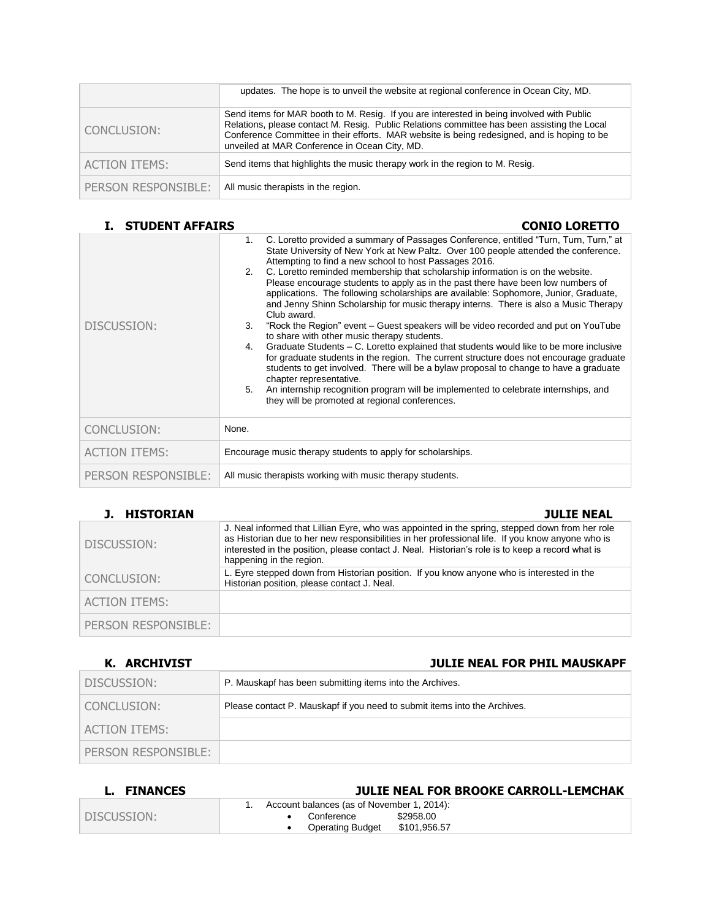| | |
|---|---|
| | updates. The hope is to unveil the website at regional conference in Ocean City, MD. |
| CONCLUSION: | Send items for MAR booth to M. Resig. If you are interested in being involved with Public Relations, please contact M. Resig. Public Relations committee has been assisting the Local Conference Committee in their efforts. MAR website is being redesigned, and is hoping to be unveiled at MAR Conference in Ocean City, MD. |
| ACTION ITEMS: | Send items that highlights the music therapy work in the region to M. Resig. |
| PERSON RESPONSIBLE: | All music therapists in the region. |

## I. STUDENT AFFAIRS — CONIO LORETTO

| | |
|---|---|
| DISCUSSION: | 1. C. Loretto provided a summary of Passages Conference, entitled "Turn, Turn, Turn," at State University of New York at New Paltz. Over 100 people attended the conference. Attempting to find a new school to host Passages 2016.<br>2. C. Loretto reminded membership that scholarship information is on the website. Please encourage students to apply as in the past there have been low numbers of applications. The following scholarships are available: Sophomore, Junior, Graduate, and Jenny Shinn Scholarship for music therapy interns. There is also a Music Therapy Club award.<br>3. "Rock the Region" event – Guest speakers will be video recorded and put on YouTube to share with other music therapy students.<br>4. Graduate Students – C. Loretto explained that students would like to be more inclusive for graduate students in the region. The current structure does not encourage graduate students to get involved. There will be a bylaw proposal to change to have a graduate chapter representative.<br>5. An internship recognition program will be implemented to celebrate internships, and they will be promoted at regional conferences. |
| CONCLUSION: | None. |
| ACTION ITEMS: | Encourage music therapy students to apply for scholarships. |
| PERSON RESPONSIBLE: | All music therapists working with music therapy students. |

## J. HISTORIAN — JULIE NEAL

| | |
|---|---|
| DISCUSSION: | J. Neal informed that Lillian Eyre, who was appointed in the spring, stepped down from her role as Historian due to her new responsibilities in her professional life. If you know anyone who is interested in the position, please contact J. Neal. Historian's role is to keep a record what is happening in the region. |
| CONCLUSION: | L. Eyre stepped down from Historian position. If you know anyone who is interested in the Historian position, please contact J. Neal. |
| ACTION ITEMS: | |
| PERSON RESPONSIBLE: | |

## K. ARCHIVIST — JULIE NEAL FOR PHIL MAUSKAPF

| | |
|---|---|
| DISCUSSION: | P. Mauskapf has been submitting items into the Archives. |
| CONCLUSION: | Please contact P. Mauskapf if you need to submit items into the Archives. |
| ACTION ITEMS: | |
| PERSON RESPONSIBLE: | |

## L. FINANCES — JULIE NEAL FOR BROOKE CARROLL-LEMCHAK

| | |
|---|---|
| DISCUSSION: | 1. Account balances (as of November 1, 2014):<br>• Conference $2958.00<br>• Operating Budget $101,956.57 |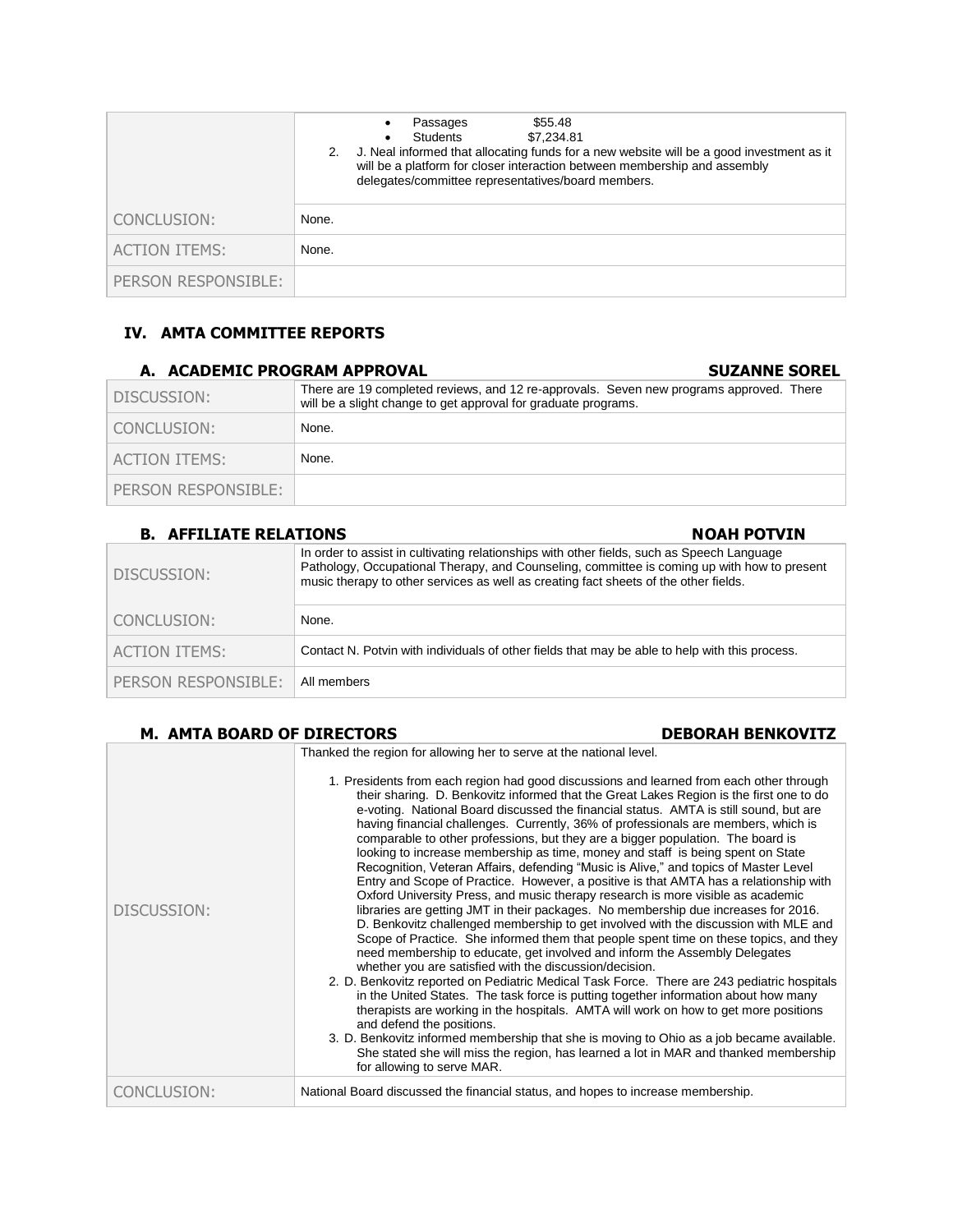| | |
|---|---|
| | • Passages $55.48<br>• Students $7,234.81<br>2. J. Neal informed that allocating funds for a new website will be a good investment as it will be a platform for closer interaction between membership and assembly delegates/committee representatives/board members. |
| CONCLUSION: | None. |
| ACTION ITEMS: | None. |
| PERSON RESPONSIBLE: | |

## IV. AMTA COMMITTEE REPORTS

### A. ACADEMIC PROGRAM APPROVAL — SUZANNE SOREL

| | |
|---|---|
| DISCUSSION: | There are 19 completed reviews, and 12 re-approvals. Seven new programs approved. There will be a slight change to get approval for graduate programs. |
| CONCLUSION: | None. |
| ACTION ITEMS: | None. |
| PERSON RESPONSIBLE: | |

### B. AFFILIATE RELATIONS — NOAH POTVIN

| | |
|---|---|
| DISCUSSION: | In order to assist in cultivating relationships with other fields, such as Speech Language Pathology, Occupational Therapy, and Counseling, committee is coming up with how to present music therapy to other services as well as creating fact sheets of the other fields. |
| CONCLUSION: | None. |
| ACTION ITEMS: | Contact N. Potvin with individuals of other fields that may be able to help with this process. |
| PERSON RESPONSIBLE: | All members |

### M. AMTA BOARD OF DIRECTORS — DEBORAH BENKOVITZ

| | |
|---|---|
| DISCUSSION: | Thanked the region for allowing her to serve at the national level.<br><br>1. Presidents from each region had good discussions and learned from each other through their sharing. D. Benkovitz informed that the Great Lakes Region is the first one to do e-voting. National Board discussed the financial status. AMTA is still sound, but are having financial challenges. Currently, 36% of professionals are members, which is comparable to other professions, but they are a bigger population. The board is looking to increase membership as time, money and staff is being spent on State Recognition, Veteran Affairs, defending "Music is Alive," and topics of Master Level Entry and Scope of Practice. However, a positive is that AMTA has a relationship with Oxford University Press, and music therapy research is more visible as academic libraries are getting JMT in their packages. No membership due increases for 2016. D. Benkovitz challenged membership to get involved with the discussion with MLE and Scope of Practice. She informed them that people spent time on these topics, and they need membership to educate, get involved and inform the Assembly Delegates whether you are satisfied with the discussion/decision.<br>2. D. Benkovitz reported on Pediatric Medical Task Force. There are 243 pediatric hospitals in the United States. The task force is putting together information about how many therapists are working in the hospitals. AMTA will work on how to get more positions and defend the positions.<br>3. D. Benkovitz informed membership that she is moving to Ohio as a job became available. She stated she will miss the region, has learned a lot in MAR and thanked membership for allowing to serve MAR. |
| CONCLUSION: | National Board discussed the financial status, and hopes to increase membership. |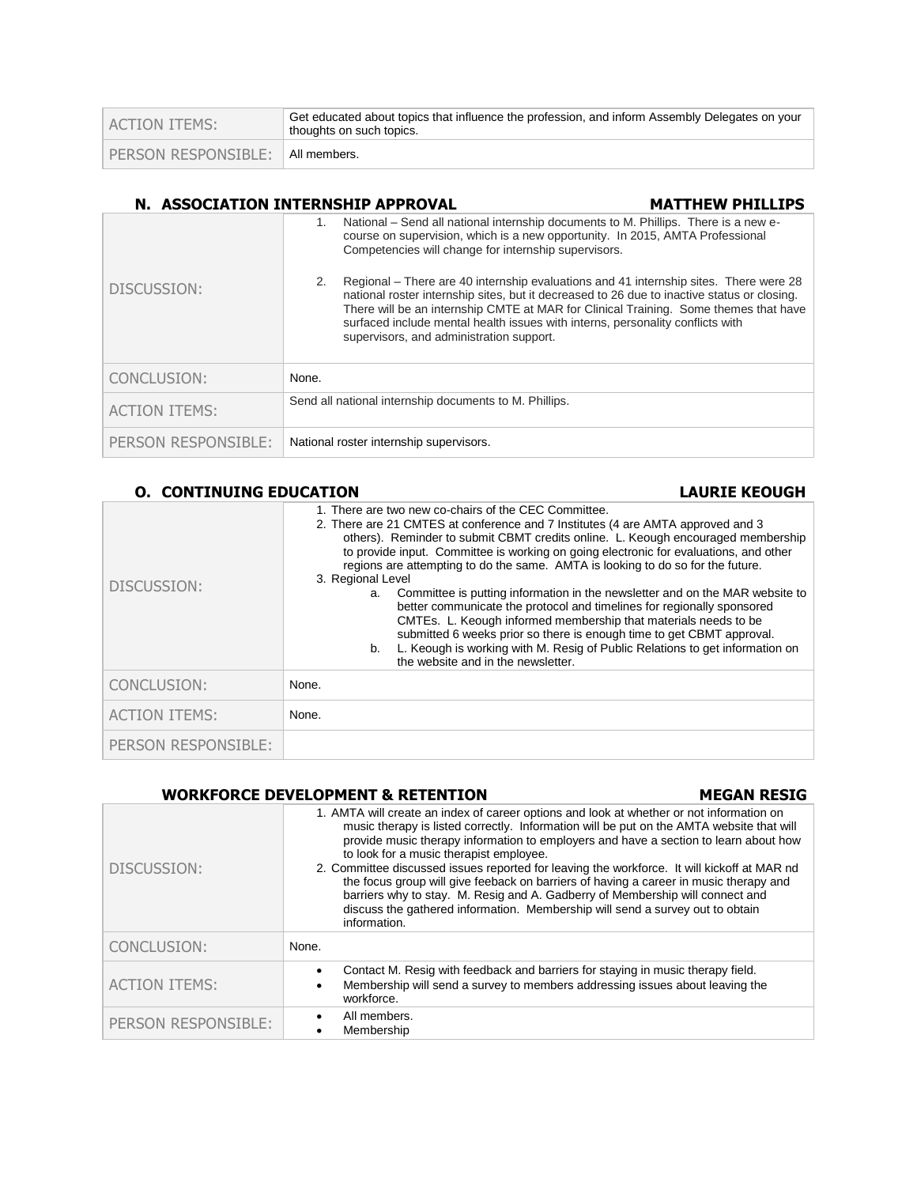| | |
|---|---|
| ACTION ITEMS: | Get educated about topics that influence the profession, and inform Assembly Delegates on your thoughts on such topics. |
| PERSON RESPONSIBLE: | All members. |

## N. ASSOCIATION INTERNSHIP APPROVAL — MATTHEW PHILLIPS

| | |
|---|---|
| DISCUSSION: | 1. National – Send all national internship documents to M. Phillips. There is a new e-course on supervision, which is a new opportunity. In 2015, AMTA Professional Competencies will change for internship supervisors.<br><br>2. Regional – There are 40 internship evaluations and 41 internship sites. There were 28 national roster internship sites, but it decreased to 26 due to inactive status or closing. There will be an internship CMTE at MAR for Clinical Training. Some themes that have surfaced include mental health issues with interns, personality conflicts with supervisors, and administration support. |
| CONCLUSION: | None. |
| ACTION ITEMS: | Send all national internship documents to M. Phillips. |
| PERSON RESPONSIBLE: | National roster internship supervisors. |

## O. CONTINUING EDUCATION — LAURIE KEOUGH

| | |
|---|---|
| DISCUSSION: | 1. There are two new co-chairs of the CEC Committee.<br>2. There are 21 CMTES at conference and 7 Institutes (4 are AMTA approved and 3 others). Reminder to submit CBMT credits online. L. Keough encouraged membership to provide input. Committee is working on going electronic for evaluations, and other regions are attempting to do the same. AMTA is looking to do so for the future.<br>3. Regional Level<br>a. Committee is putting information in the newsletter and on the MAR website to better communicate the protocol and timelines for regionally sponsored CMTEs. L. Keough informed membership that materials needs to be submitted 6 weeks prior so there is enough time to get CBMT approval.<br>b. L. Keough is working with M. Resig of Public Relations to get information on the website and in the newsletter. |
| CONCLUSION: | None. |
| ACTION ITEMS: | None. |
| PERSON RESPONSIBLE: | |

## WORKFORCE DEVELOPMENT & RETENTION — MEGAN RESIG

| | |
|---|---|
| DISCUSSION: | 1. AMTA will create an index of career options and look at whether or not information on music therapy is listed correctly. Information will be put on the AMTA website that will provide music therapy information to employers and have a section to learn about how to look for a music therapist employee.<br>2. Committee discussed issues reported for leaving the workforce. It will kickoff at MAR nd the focus group will give feeback on barriers of having a career in music therapy and barriers why to stay. M. Resig and A. Gadberry of Membership will connect and discuss the gathered information. Membership will send a survey out to obtain information. |
| CONCLUSION: | None. |
| ACTION ITEMS: | • Contact M. Resig with feedback and barriers for staying in music therapy field.<br>• Membership will send a survey to members addressing issues about leaving the workforce. |
| PERSON RESPONSIBLE: | • All members.<br>• Membership |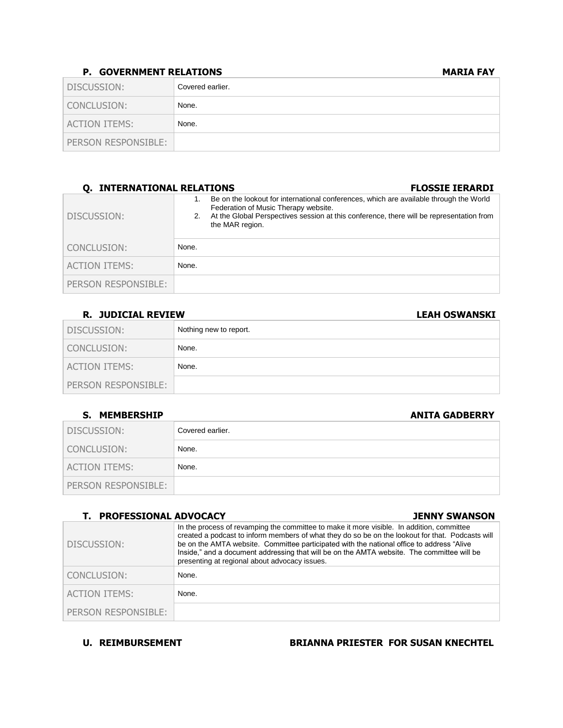### P. GOVERNMENT RELATIONS — MARIA FAY

| | |
|---|---|
| DISCUSSION: | Covered earlier. |
| CONCLUSION: | None. |
| ACTION ITEMS: | None. |
| PERSON RESPONSIBLE: | |

### Q. INTERNATIONAL RELATIONS — FLOSSIE IERARDI

| | |
|---|---|
| DISCUSSION: | 1. Be on the lookout for international conferences, which are available through the World Federation of Music Therapy website. 2. At the Global Perspectives session at this conference, there will be representation from the MAR region. |
| CONCLUSION: | None. |
| ACTION ITEMS: | None. |
| PERSON RESPONSIBLE: | |

### R. JUDICIAL REVIEW — LEAH OSWANSKI

| | |
|---|---|
| DISCUSSION: | Nothing new to report. |
| CONCLUSION: | None. |
| ACTION ITEMS: | None. |
| PERSON RESPONSIBLE: | |

### S. MEMBERSHIP — ANITA GADBERRY

| | |
|---|---|
| DISCUSSION: | Covered earlier. |
| CONCLUSION: | None. |
| ACTION ITEMS: | None. |
| PERSON RESPONSIBLE: | |

### T. PROFESSIONAL ADVOCACY — JENNY SWANSON

| | |
|---|---|
| DISCUSSION: | In the process of revamping the committee to make it more visible. In addition, committee created a podcast to inform members of what they do so be on the lookout for that. Podcasts will be on the AMTA website. Committee participated with the national office to address "Alive Inside," and a document addressing that will be on the AMTA website. The committee will be presenting at regional about advocacy issues. |
| CONCLUSION: | None. |
| ACTION ITEMS: | None. |
| PERSON RESPONSIBLE: | |

### U. REIMBURSEMENT — BRIANNA PRIESTER FOR SUSAN KNECHTEL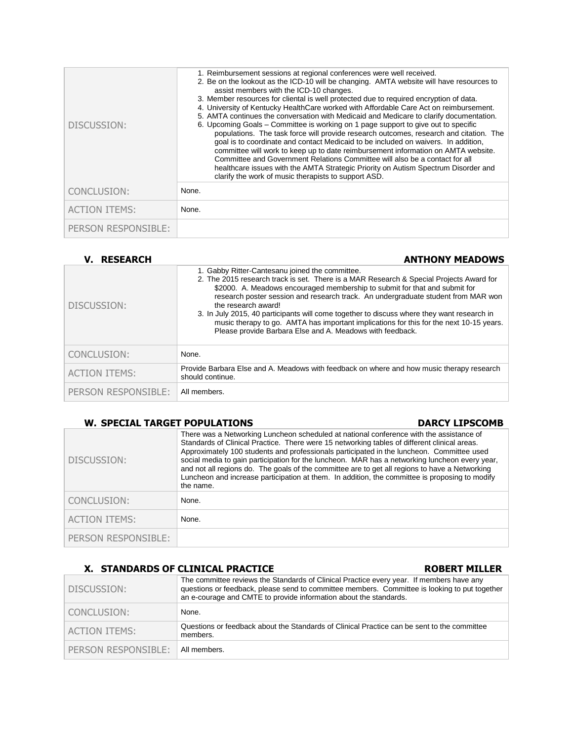| | |
|---|---|
| DISCUSSION: | 1. Reimbursement sessions at regional conferences were well received.<br>2. Be on the lookout as the ICD-10 will be changing. AMTA website will have resources to assist members with the ICD-10 changes.<br>3. Member resources for cliental is well protected due to required encryption of data.<br>4. University of Kentucky HealthCare worked with Affordable Care Act on reimbursement.<br>5. AMTA continues the conversation with Medicaid and Medicare to clarify documentation.<br>6. Upcoming Goals – Committee is working on 1 page support to give out to specific populations. The task force will provide research outcomes, research and citation. The goal is to coordinate and contact Medicaid to be included on waivers. In addition, committee will work to keep up to date reimbursement information on AMTA website. Committee and Government Relations Committee will also be a contact for all healthcare issues with the AMTA Strategic Priority on Autism Spectrum Disorder and clarify the work of music therapists to support ASD. |
| CONCLUSION: | None. |
| ACTION ITEMS: | None. |
| PERSON RESPONSIBLE: | |

## V. RESEARCH — ANTHONY MEADOWS

| | |
|---|---|
| DISCUSSION: | 1. Gabby Ritter-Cantesanu joined the committee.<br>2. The 2015 research track is set. There is a MAR Research & Special Projects Award for $2000. A. Meadows encouraged membership to submit for that and submit for research poster session and research track. An undergraduate student from MAR won the research award!<br>3. In July 2015, 40 participants will come together to discuss where they want research in music therapy to go. AMTA has important implications for this for the next 10-15 years. Please provide Barbara Else and A. Meadows with feedback. |
| CONCLUSION: | None. |
| ACTION ITEMS: | Provide Barbara Else and A. Meadows with feedback on where and how music therapy research should continue. |
| PERSON RESPONSIBLE: | All members. |

## W. SPECIAL TARGET POPULATIONS — DARCY LIPSCOMB

| | |
|---|---|
| DISCUSSION: | There was a Networking Luncheon scheduled at national conference with the assistance of Standards of Clinical Practice. There were 15 networking tables of different clinical areas. Approximately 100 students and professionals participated in the luncheon. Committee used social media to gain participation for the luncheon. MAR has a networking luncheon every year, and not all regions do. The goals of the committee are to get all regions to have a Networking Luncheon and increase participation at them. In addition, the committee is proposing to modify the name. |
| CONCLUSION: | None. |
| ACTION ITEMS: | None. |
| PERSON RESPONSIBLE: | |

## X. STANDARDS OF CLINICAL PRACTICE — ROBERT MILLER

| | |
|---|---|
| DISCUSSION: | The committee reviews the Standards of Clinical Practice every year. If members have any questions or feedback, please send to committee members. Committee is looking to put together an e-courage and CMTE to provide information about the standards. |
| CONCLUSION: | None. |
| ACTION ITEMS: | Questions or feedback about the Standards of Clinical Practice can be sent to the committee members. |
| PERSON RESPONSIBLE: | All members. |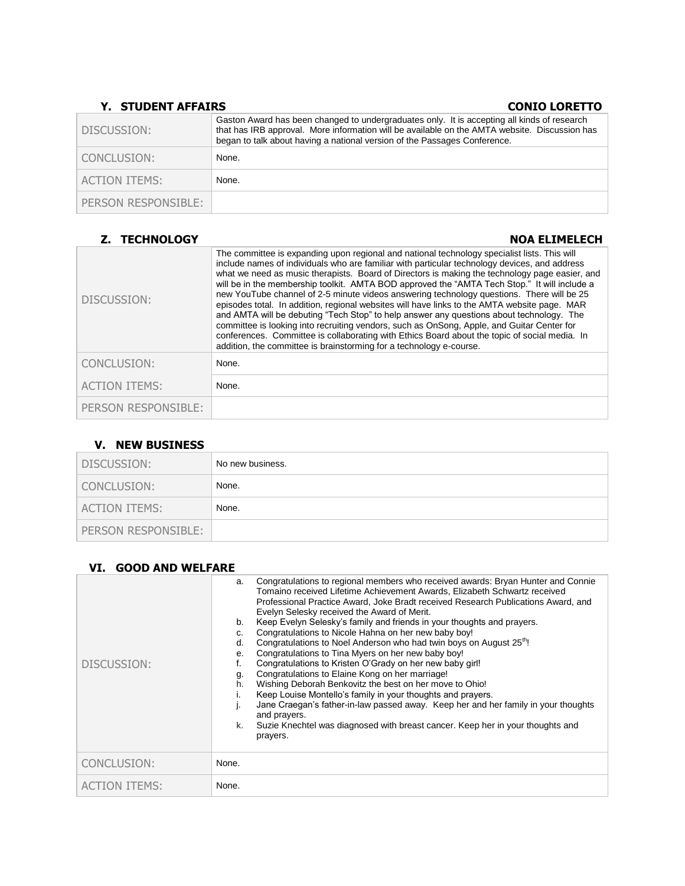### Y. STUDENT AFFAIRS — CONIO LORETTO

| | |
|---|---|
| DISCUSSION: | Gaston Award has been changed to undergraduates only. It is accepting all kinds of research that has IRB approval. More information will be available on the AMTA website. Discussion has began to talk about having a national version of the Passages Conference. |
| CONCLUSION: | None. |
| ACTION ITEMS: | None. |
| PERSON RESPONSIBLE: | |

### Z. TECHNOLOGY — NOA ELIMELECH

| | |
|---|---|
| DISCUSSION: | The committee is expanding upon regional and national technology specialist lists. This will include names of individuals who are familiar with particular technology devices, and address what we need as music therapists. Board of Directors is making the technology page easier, and will be in the membership toolkit. AMTA BOD approved the "AMTA Tech Stop." It will include a new YouTube channel of 2-5 minute videos answering technology questions. There will be 25 episodes total. In addition, regional websites will have links to the AMTA website page. MAR and AMTA will be debuting "Tech Stop" to help answer any questions about technology. The committee is looking into recruiting vendors, such as OnSong, Apple, and Guitar Center for conferences. Committee is collaborating with Ethics Board about the topic of social media. In addition, the committee is brainstorming for a technology e-course. |
| CONCLUSION: | None. |
| ACTION ITEMS: | None. |
| PERSON RESPONSIBLE: | |

## V. NEW BUSINESS

| | |
|---|---|
| DISCUSSION: | No new business. |
| CONCLUSION: | None. |
| ACTION ITEMS: | None. |
| PERSON RESPONSIBLE: | |

## VI. GOOD AND WELFARE

| | |
|---|---|
| DISCUSSION: | a. Congratulations to regional members who received awards: Bryan Hunter and Connie Tomaino received Lifetime Achievement Awards, Elizabeth Schwartz received Professional Practice Award, Joke Bradt received Research Publications Award, and Evelyn Selesky received the Award of Merit.<br>b. Keep Evelyn Selesky's family and friends in your thoughts and prayers.<br>c. Congratulations to Nicole Hahna on her new baby boy!<br>d. Congratulations to Noel Anderson who had twin boys on August 25th!<br>e. Congratulations to Tina Myers on her new baby boy!<br>f. Congratulations to Kristen O'Grady on her new baby girl!<br>g. Congratulations to Elaine Kong on her marriage!<br>h. Wishing Deborah Benkovitz the best on her move to Ohio!<br>i. Keep Louise Montello's family in your thoughts and prayers.<br>j. Jane Craegan's father-in-law passed away. Keep her and her family in your thoughts and prayers.<br>k. Suzie Knechtel was diagnosed with breast cancer. Keep her in your thoughts and prayers. |
| CONCLUSION: | None. |
| ACTION ITEMS: | None. |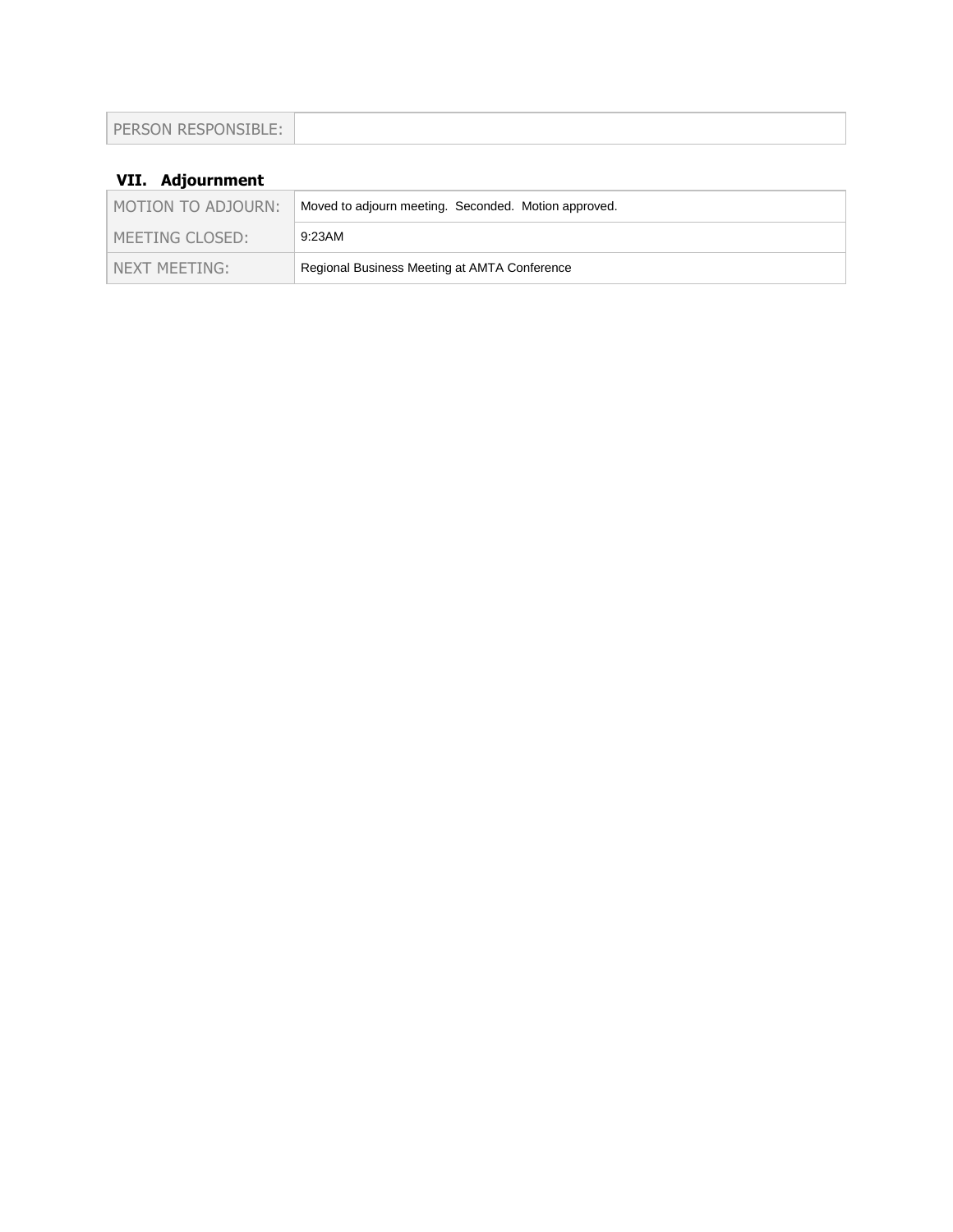| | |
|---|---|
| PERSON RESPONSIBLE: | |

### VII. Adjournment

| | |
|---|---|
| MOTION TO ADJOURN: | Moved to adjourn meeting. Seconded. Motion approved. |
| MEETING CLOSED: | 9:23AM |
| NEXT MEETING: | Regional Business Meeting at AMTA Conference |